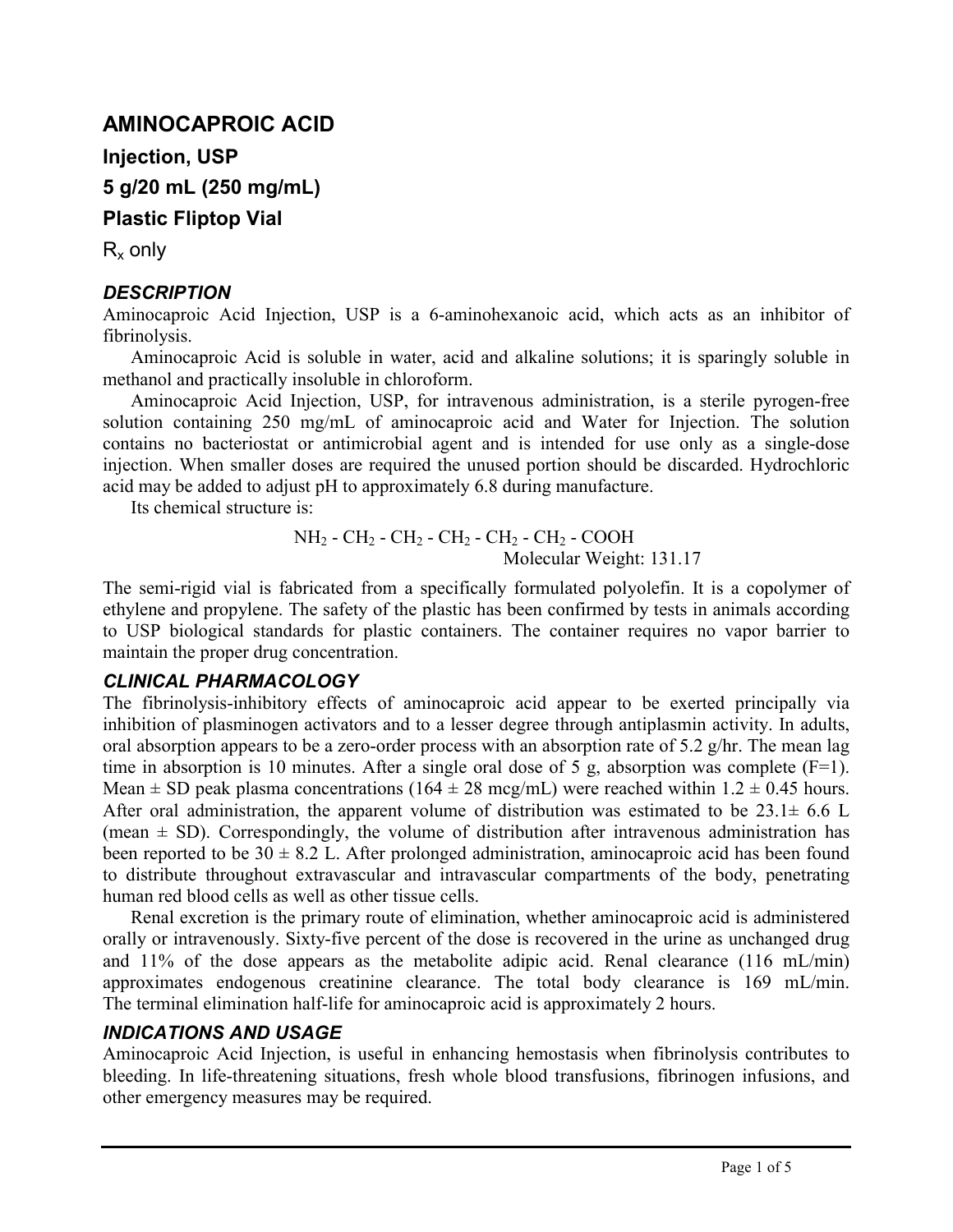# AMINOCAPROIC ACID

## Injection, USP

## 5 g/20 mL (250 mg/mL)

## Plastic Fliptop Vial

$R_x$ only

### *DESCRIPTION*

Aminocaproic Acid Injection, USP is a 6-aminohexanoic acid, which acts as an inhibitor of fibrinolysis.

Aminocaproic Acid is soluble in water, acid and alkaline solutions; it is sparingly soluble in methanol and practically insoluble in chloroform.

Aminocaproic Acid Injection, USP, for intravenous administration, is a sterile pyrogen-free solution containing 250 mg/mL of aminocaproic acid and Water for Injection. The solution contains no bacteriostat or antimicrobial agent and is intended for use only as a single-dose injection. When smaller doses are required the unused portion should be discarded. Hydrochloric acid may be added to adjust pH to approximately 6.8 during manufacture.

Its chemical structure is:

$$NH_2 - CH_2 - CH_2 - CH_2 - CH_2 - CH_2 - COOH$$

Molecular Weight: 131.17

The semi-rigid vial is fabricated from a specifically formulated polyolefin. It is a copolymer of ethylene and propylene. The safety of the plastic has been confirmed by tests in animals according to USP biological standards for plastic containers. The container requires no vapor barrier to maintain the proper drug concentration.

### *CLINICAL PHARMACOLOGY*

The fibrinolysis-inhibitory effects of aminocaproic acid appear to be exerted principally via inhibition of plasminogen activators and to a lesser degree through antiplasmin activity. In adults, oral absorption appears to be a zero-order process with an absorption rate of 5.2 g/hr. The mean lag time in absorption is 10 minutes. After a single oral dose of 5 g, absorption was complete (F=1). Mean ± SD peak plasma concentrations (164 ± 28 mcg/mL) were reached within 1.2 ± 0.45 hours. After oral administration, the apparent volume of distribution was estimated to be 23.1± 6.6 L (mean ± SD). Correspondingly, the volume of distribution after intravenous administration has been reported to be 30 ± 8.2 L. After prolonged administration, aminocaproic acid has been found to distribute throughout extravascular and intravascular compartments of the body, penetrating human red blood cells as well as other tissue cells.

Renal excretion is the primary route of elimination, whether aminocaproic acid is administered orally or intravenously. Sixty-five percent of the dose is recovered in the urine as unchanged drug and 11% of the dose appears as the metabolite adipic acid. Renal clearance (116 mL/min) approximates endogenous creatinine clearance. The total body clearance is 169 mL/min. The terminal elimination half-life for aminocaproic acid is approximately 2 hours.

### *INDICATIONS AND USAGE*

Aminocaproic Acid Injection, is useful in enhancing hemostasis when fibrinolysis contributes to bleeding. In life-threatening situations, fresh whole blood transfusions, fibrinogen infusions, and other emergency measures may be required.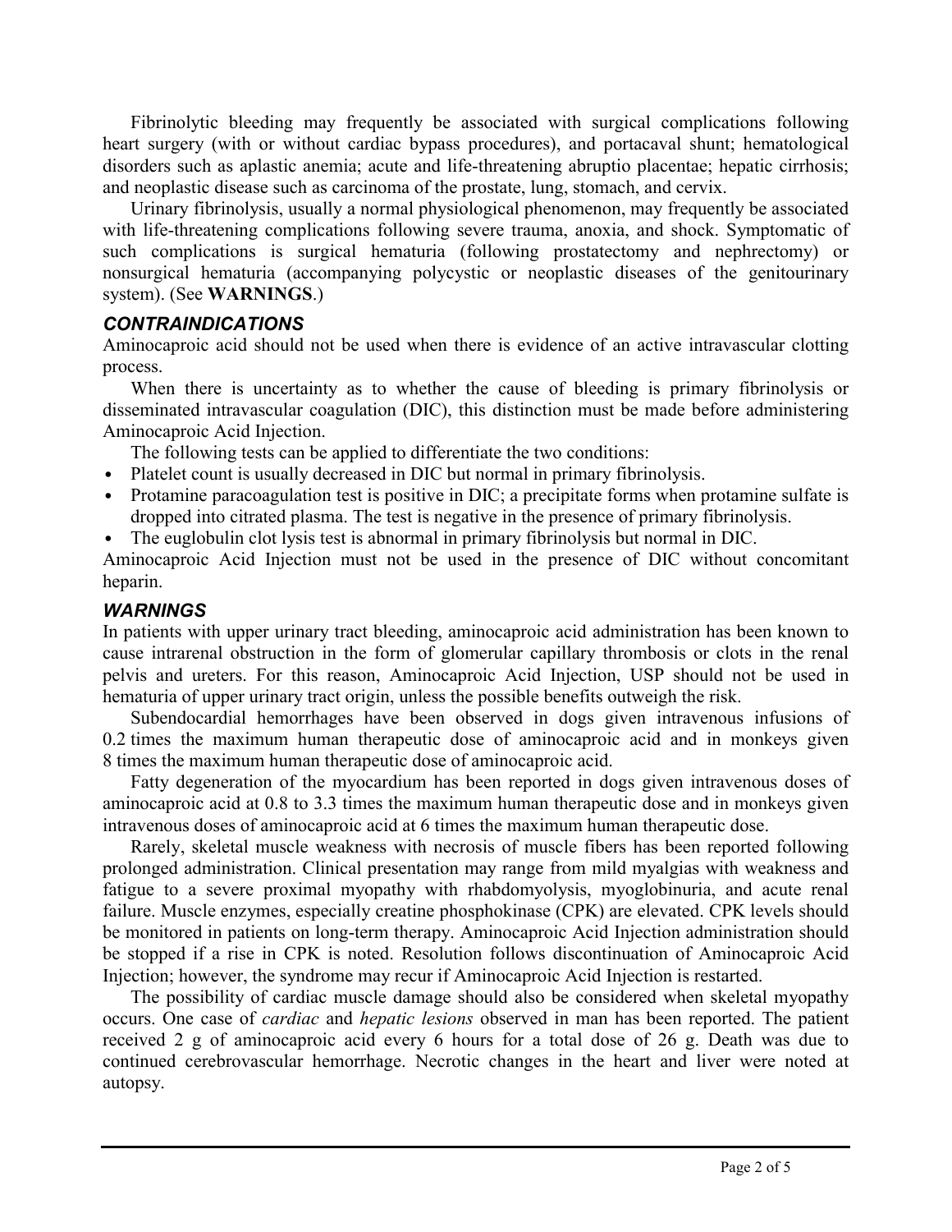Fibrinolytic bleeding may frequently be associated with surgical complications following heart surgery (with or without cardiac bypass procedures), and portacaval shunt; hematological disorders such as aplastic anemia; acute and life-threatening abruptio placentae; hepatic cirrhosis; and neoplastic disease such as carcinoma of the prostate, lung, stomach, and cervix.

Urinary fibrinolysis, usually a normal physiological phenomenon, may frequently be associated with life-threatening complications following severe trauma, anoxia, and shock. Symptomatic of such complications is surgical hematuria (following prostatectomy and nephrectomy) or nonsurgical hematuria (accompanying polycystic or neoplastic diseases of the genitourinary system). (See **WARNINGS**.)

## *CONTRAINDICATIONS*

Aminocaproic acid should not be used when there is evidence of an active intravascular clotting process.

When there is uncertainty as to whether the cause of bleeding is primary fibrinolysis or disseminated intravascular coagulation (DIC), this distinction must be made before administering Aminocaproic Acid Injection.

The following tests can be applied to differentiate the two conditions:

- Platelet count is usually decreased in DIC but normal in primary fibrinolysis.
- Protamine paracoagulation test is positive in DIC; a precipitate forms when protamine sulfate is dropped into citrated plasma. The test is negative in the presence of primary fibrinolysis.
- The euglobulin clot lysis test is abnormal in primary fibrinolysis but normal in DIC.

Aminocaproic Acid Injection must not be used in the presence of DIC without concomitant heparin.

## *WARNINGS*

In patients with upper urinary tract bleeding, aminocaproic acid administration has been known to cause intrarenal obstruction in the form of glomerular capillary thrombosis or clots in the renal pelvis and ureters. For this reason, Aminocaproic Acid Injection, USP should not be used in hematuria of upper urinary tract origin, unless the possible benefits outweigh the risk.

Subendocardial hemorrhages have been observed in dogs given intravenous infusions of 0.2 times the maximum human therapeutic dose of aminocaproic acid and in monkeys given 8 times the maximum human therapeutic dose of aminocaproic acid.

Fatty degeneration of the myocardium has been reported in dogs given intravenous doses of aminocaproic acid at 0.8 to 3.3 times the maximum human therapeutic dose and in monkeys given intravenous doses of aminocaproic acid at 6 times the maximum human therapeutic dose.

Rarely, skeletal muscle weakness with necrosis of muscle fibers has been reported following prolonged administration. Clinical presentation may range from mild myalgias with weakness and fatigue to a severe proximal myopathy with rhabdomyolysis, myoglobinuria, and acute renal failure. Muscle enzymes, especially creatine phosphokinase (CPK) are elevated. CPK levels should be monitored in patients on long-term therapy. Aminocaproic Acid Injection administration should be stopped if a rise in CPK is noted. Resolution follows discontinuation of Aminocaproic Acid Injection; however, the syndrome may recur if Aminocaproic Acid Injection is restarted.

The possibility of cardiac muscle damage should also be considered when skeletal myopathy occurs. One case of *cardiac* and *hepatic lesions* observed in man has been reported. The patient received 2 g of aminocaproic acid every 6 hours for a total dose of 26 g. Death was due to continued cerebrovascular hemorrhage. Necrotic changes in the heart and liver were noted at autopsy.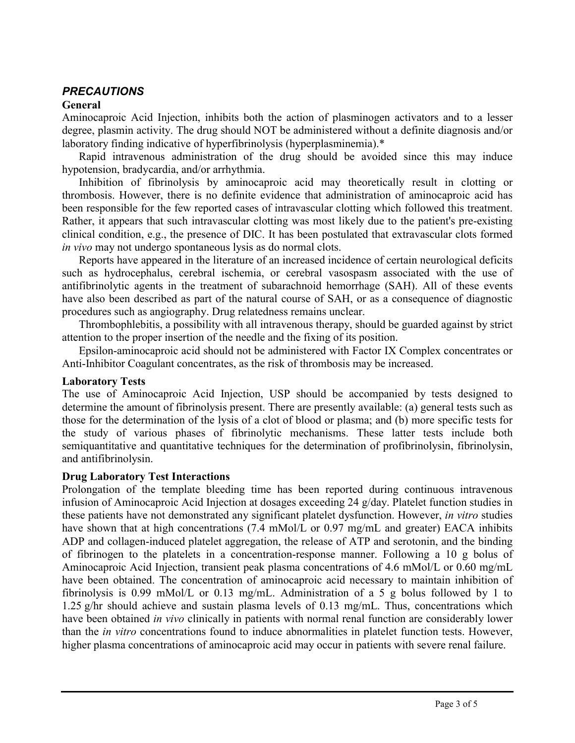## *PRECAUTIONS*

### General

Aminocaproic Acid Injection, inhibits both the action of plasminogen activators and to a lesser degree, plasmin activity. The drug should NOT be administered without a definite diagnosis and/or laboratory finding indicative of hyperfibrinolysis (hyperplasminemia).*

Rapid intravenous administration of the drug should be avoided since this may induce hypotension, bradycardia, and/or arrhythmia.

Inhibition of fibrinolysis by aminocaproic acid may theoretically result in clotting or thrombosis. However, there is no definite evidence that administration of aminocaproic acid has been responsible for the few reported cases of intravascular clotting which followed this treatment. Rather, it appears that such intravascular clotting was most likely due to the patient's pre-existing clinical condition, e.g., the presence of DIC. It has been postulated that extravascular clots formed *in vivo* may not undergo spontaneous lysis as do normal clots.

Reports have appeared in the literature of an increased incidence of certain neurological deficits such as hydrocephalus, cerebral ischemia, or cerebral vasospasm associated with the use of antifibrinolytic agents in the treatment of subarachnoid hemorrhage (SAH). All of these events have also been described as part of the natural course of SAH, or as a consequence of diagnostic procedures such as angiography. Drug relatedness remains unclear.

Thrombophlebitis, a possibility with all intravenous therapy, should be guarded against by strict attention to the proper insertion of the needle and the fixing of its position.

Epsilon-aminocaproic acid should not be administered with Factor IX Complex concentrates or Anti-Inhibitor Coagulant concentrates, as the risk of thrombosis may be increased.

### Laboratory Tests

The use of Aminocaproic Acid Injection, USP should be accompanied by tests designed to determine the amount of fibrinolysis present. There are presently available: (a) general tests such as those for the determination of the lysis of a clot of blood or plasma; and (b) more specific tests for the study of various phases of fibrinolytic mechanisms. These latter tests include both semiquantitative and quantitative techniques for the determination of profibrinolysin, fibrinolysin, and antifibrinolysin.

### Drug Laboratory Test Interactions

Prolongation of the template bleeding time has been reported during continuous intravenous infusion of Aminocaproic Acid Injection at dosages exceeding 24 g/day. Platelet function studies in these patients have not demonstrated any significant platelet dysfunction. However, *in vitro* studies have shown that at high concentrations (7.4 mMol/L or 0.97 mg/mL and greater) EACA inhibits ADP and collagen-induced platelet aggregation, the release of ATP and serotonin, and the binding of fibrinogen to the platelets in a concentration-response manner. Following a 10 g bolus of Aminocaproic Acid Injection, transient peak plasma concentrations of 4.6 mMol/L or 0.60 mg/mL have been obtained. The concentration of aminocaproic acid necessary to maintain inhibition of fibrinolysis is 0.99 mMol/L or 0.13 mg/mL. Administration of a 5 g bolus followed by 1 to 1.25 g/hr should achieve and sustain plasma levels of 0.13 mg/mL. Thus, concentrations which have been obtained *in vivo* clinically in patients with normal renal function are considerably lower than the *in vitro* concentrations found to induce abnormalities in platelet function tests. However, higher plasma concentrations of aminocaproic acid may occur in patients with severe renal failure.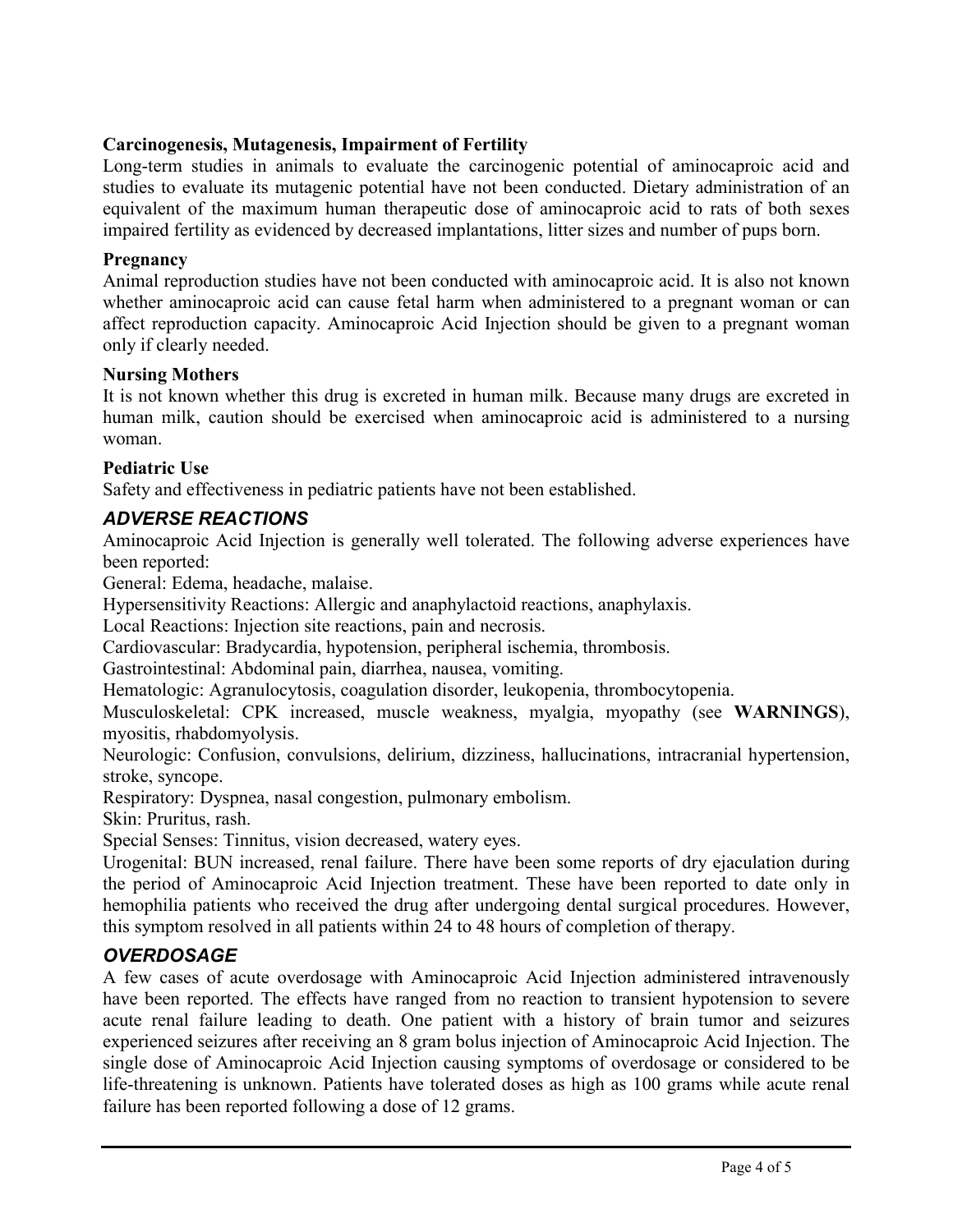### Carcinogenesis, Mutagenesis, Impairment of Fertility

Long-term studies in animals to evaluate the carcinogenic potential of aminocaproic acid and studies to evaluate its mutagenic potential have not been conducted. Dietary administration of an equivalent of the maximum human therapeutic dose of aminocaproic acid to rats of both sexes impaired fertility as evidenced by decreased implantations, litter sizes and number of pups born.

### Pregnancy

Animal reproduction studies have not been conducted with aminocaproic acid. It is also not known whether aminocaproic acid can cause fetal harm when administered to a pregnant woman or can affect reproduction capacity. Aminocaproic Acid Injection should be given to a pregnant woman only if clearly needed.

### Nursing Mothers

It is not known whether this drug is excreted in human milk. Because many drugs are excreted in human milk, caution should be exercised when aminocaproic acid is administered to a nursing woman.

### Pediatric Use

Safety and effectiveness in pediatric patients have not been established.

## *ADVERSE REACTIONS*

Aminocaproic Acid Injection is generally well tolerated. The following adverse experiences have been reported:

General: Edema, headache, malaise.

Hypersensitivity Reactions: Allergic and anaphylactoid reactions, anaphylaxis.

Local Reactions: Injection site reactions, pain and necrosis.

Cardiovascular: Bradycardia, hypotension, peripheral ischemia, thrombosis.

Gastrointestinal: Abdominal pain, diarrhea, nausea, vomiting.

Hematologic: Agranulocytosis, coagulation disorder, leukopenia, thrombocytopenia.

Musculoskeletal: CPK increased, muscle weakness, myalgia, myopathy (see **WARNINGS**), myositis, rhabdomyolysis.

Neurologic: Confusion, convulsions, delirium, dizziness, hallucinations, intracranial hypertension, stroke, syncope.

Respiratory: Dyspnea, nasal congestion, pulmonary embolism.

Skin: Pruritus, rash.

Special Senses: Tinnitus, vision decreased, watery eyes.

Urogenital: BUN increased, renal failure. There have been some reports of dry ejaculation during the period of Aminocaproic Acid Injection treatment. These have been reported to date only in hemophilia patients who received the drug after undergoing dental surgical procedures. However, this symptom resolved in all patients within 24 to 48 hours of completion of therapy.

## *OVERDOSAGE*

A few cases of acute overdosage with Aminocaproic Acid Injection administered intravenously have been reported. The effects have ranged from no reaction to transient hypotension to severe acute renal failure leading to death. One patient with a history of brain tumor and seizures experienced seizures after receiving an 8 gram bolus injection of Aminocaproic Acid Injection. The single dose of Aminocaproic Acid Injection causing symptoms of overdosage or considered to be life-threatening is unknown. Patients have tolerated doses as high as 100 grams while acute renal failure has been reported following a dose of 12 grams.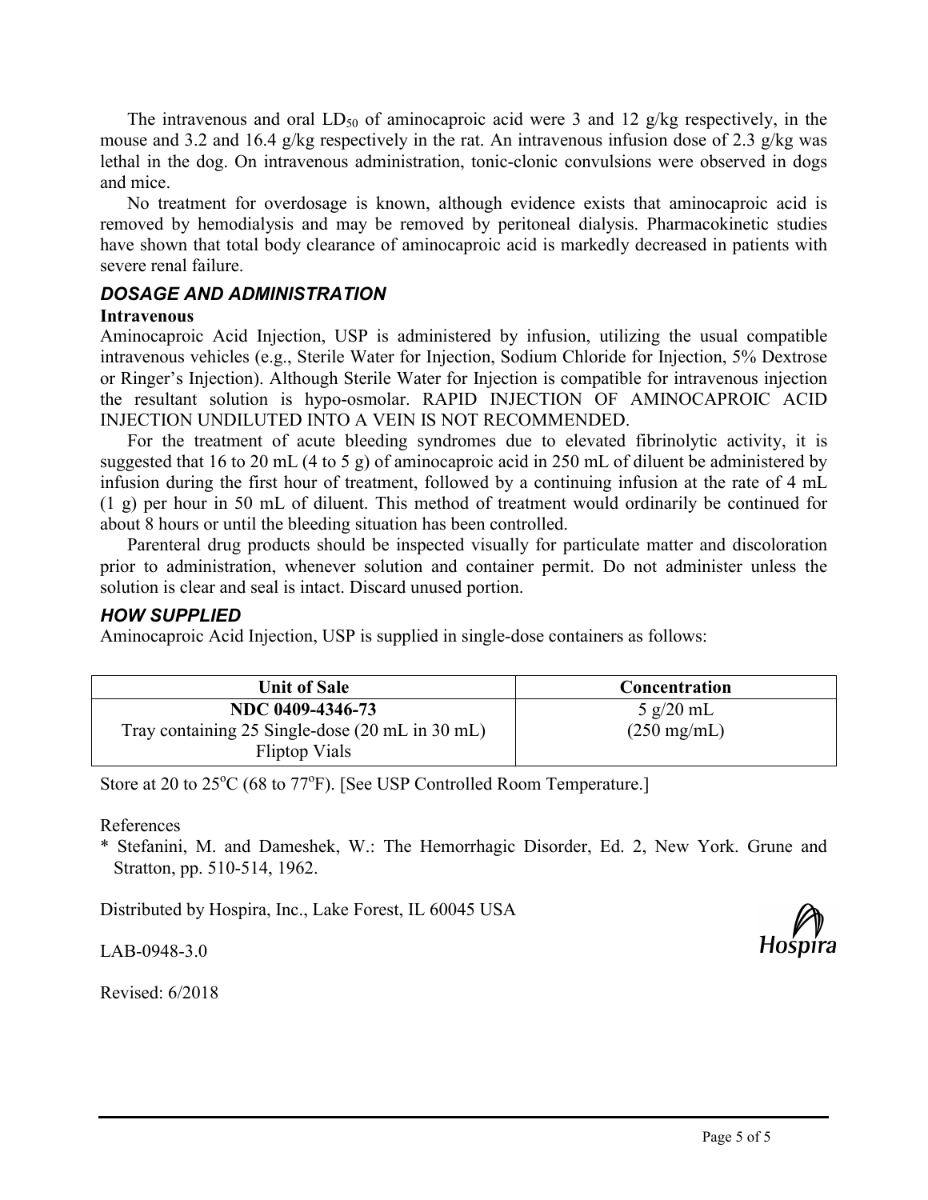The intravenous and oral $LD_{50}$ of aminocaproic acid were 3 and 12 g/kg respectively, in the mouse and 3.2 and 16.4 g/kg respectively in the rat. An intravenous infusion dose of 2.3 g/kg was lethal in the dog. On intravenous administration, tonic-clonic convulsions were observed in dogs and mice.

No treatment for overdosage is known, although evidence exists that aminocaproic acid is removed by hemodialysis and may be removed by peritoneal dialysis. Pharmacokinetic studies have shown that total body clearance of aminocaproic acid is markedly decreased in patients with severe renal failure.

## *DOSAGE AND ADMINISTRATION*

**Intravenous**

Aminocaproic Acid Injection, USP is administered by infusion, utilizing the usual compatible intravenous vehicles (e.g., Sterile Water for Injection, Sodium Chloride for Injection, 5% Dextrose or Ringer's Injection). Although Sterile Water for Injection is compatible for intravenous injection the resultant solution is hypo-osmolar. RAPID INJECTION OF AMINOCAPROIC ACID INJECTION UNDILUTED INTO A VEIN IS NOT RECOMMENDED.

For the treatment of acute bleeding syndromes due to elevated fibrinolytic activity, it is suggested that 16 to 20 mL (4 to 5 g) of aminocaproic acid in 250 mL of diluent be administered by infusion during the first hour of treatment, followed by a continuing infusion at the rate of 4 mL (1 g) per hour in 50 mL of diluent. This method of treatment would ordinarily be continued for about 8 hours or until the bleeding situation has been controlled.

Parenteral drug products should be inspected visually for particulate matter and discoloration prior to administration, whenever solution and container permit. Do not administer unless the solution is clear and seal is intact. Discard unused portion.

## *HOW SUPPLIED*

Aminocaproic Acid Injection, USP is supplied in single-dose containers as follows:

| Unit of Sale | Concentration |
|---|---|
| **NDC 0409-4346-73** Tray containing 25 Single-dose (20 mL in 30 mL) Fliptop Vials | 5 g/20 mL (250 mg/mL) |

Store at 20 to 25°C (68 to 77°F). [See USP Controlled Room Temperature.]

References

* Stefanini, M. and Dameshek, W.: The Hemorrhagic Disorder, Ed. 2, New York. Grune and Stratton, pp. 510-514, 1962.

Distributed by Hospira, Inc., Lake Forest, IL 60045 USA

Hospira

LAB-0948-3.0

Revised: 6/2018